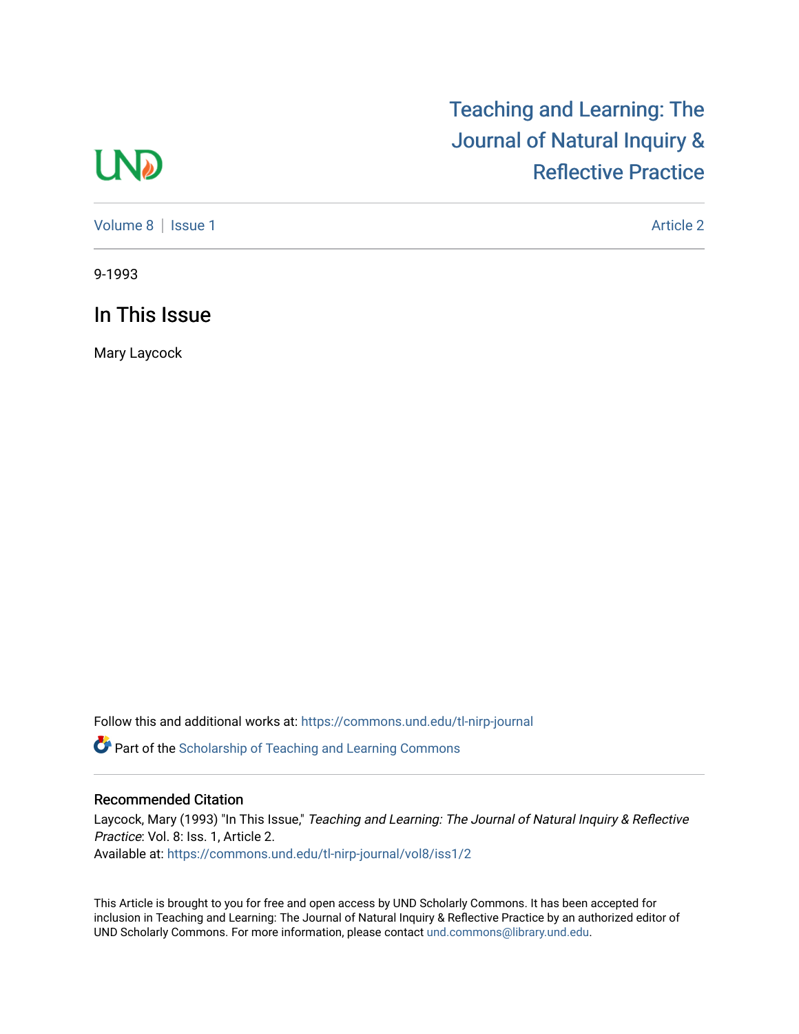Teaching and Learning: The Journal of Natural Inquiry & Reflective Practice

Volume 8 | Issue 1 | Article 2

9-1993

# In This Issue

Mary Laycock

Follow this and additional works at: https://commons.und.edu/tl-nirp-journal

Part of the Scholarship of Teaching and Learning Commons

### Recommended Citation

Laycock, Mary (1993) "In This Issue," *Teaching and Learning: The Journal of Natural Inquiry & Reflective Practice*: Vol. 8: Iss. 1, Article 2.
Available at: https://commons.und.edu/tl-nirp-journal/vol8/iss1/2

This Article is brought to you for free and open access by UND Scholarly Commons. It has been accepted for inclusion in Teaching and Learning: The Journal of Natural Inquiry & Reflective Practice by an authorized editor of UND Scholarly Commons. For more information, please contact und.commons@library.und.edu.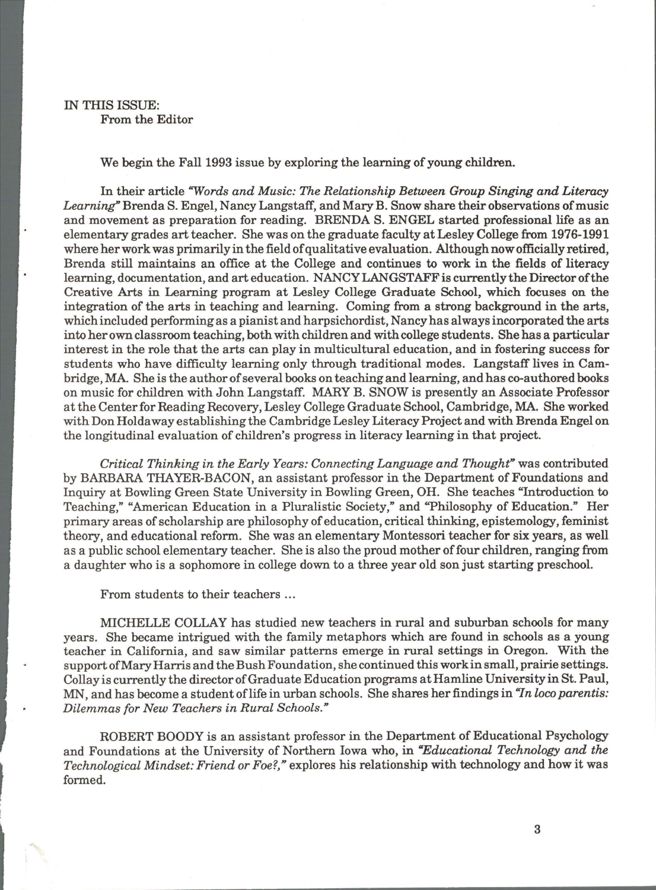IN THIS ISSUE:
From the Editor

We begin the Fall 1993 issue by exploring the learning of young children.

In their article *"Words and Music: The Relationship Between Group Singing and Literacy Learning"* Brenda S. Engel, Nancy Langstaff, and Mary B. Snow share their observations of music and movement as preparation for reading. BRENDA S. ENGEL started professional life as an elementary grades art teacher. She was on the graduate faculty at Lesley College from 1976-1991 where her work was primarily in the field of qualitative evaluation. Although now officially retired, Brenda still maintains an office at the College and continues to work in the fields of literacy learning, documentation, and art education. NANCY LANGSTAFF is currently the Director of the Creative Arts in Learning program at Lesley College Graduate School, which focuses on the integration of the arts in teaching and learning. Coming from a strong background in the arts, which included performing as a pianist and harpsichordist, Nancy has always incorporated the arts into her own classroom teaching, both with children and with college students. She has a particular interest in the role that the arts can play in multicultural education, and in fostering success for students who have difficulty learning only through traditional modes. Langstaff lives in Cambridge, MA. She is the author of several books on teaching and learning, and has co-authored books on music for children with John Langstaff. MARY B. SNOW is presently an Associate Professor at the Center for Reading Recovery, Lesley College Graduate School, Cambridge, MA. She worked with Don Holdaway establishing the Cambridge Lesley Literacy Project and with Brenda Engel on the longitudinal evaluation of children's progress in literacy learning in that project.

*Critical Thinking in the Early Years: Connecting Language and Thought"* was contributed by BARBARA THAYER-BACON, an assistant professor in the Department of Foundations and Inquiry at Bowling Green State University in Bowling Green, OH. She teaches "Introduction to Teaching," "American Education in a Pluralistic Society," and "Philosophy of Education." Her primary areas of scholarship are philosophy of education, critical thinking, epistemology, feminist theory, and educational reform. She was an elementary Montessori teacher for six years, as well as a public school elementary teacher. She is also the proud mother of four children, ranging from a daughter who is a sophomore in college down to a three year old son just starting preschool.

From students to their teachers ...

MICHELLE COLLAY has studied new teachers in rural and suburban schools for many years. She became intrigued with the family metaphors which are found in schools as a young teacher in California, and saw similar patterns emerge in rural settings in Oregon. With the support of Mary Harris and the Bush Foundation, she continued this work in small, prairie settings. Collay is currently the director of Graduate Education programs at Hamline University in St. Paul, MN, and has become a student of life in urban schools. She shares her findings in *"In loco parentis: Dilemmas for New Teachers in Rural Schools."*

ROBERT BOODY is an assistant professor in the Department of Educational Psychology and Foundations at the University of Northern Iowa who, in *"Educational Technology and the Technological Mindset: Friend or Foe?,"* explores his relationship with technology and how it was formed.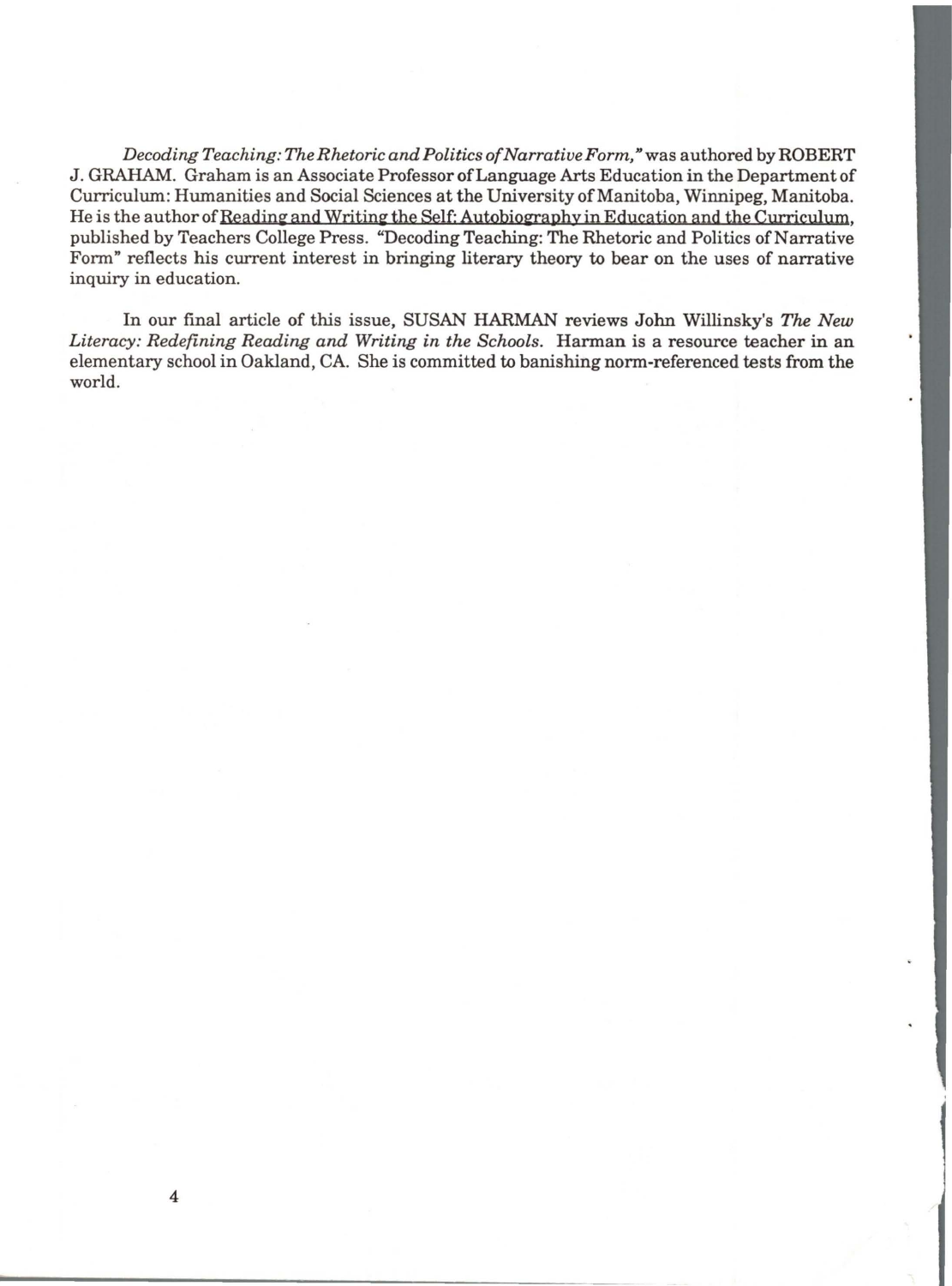*Decoding Teaching: The Rhetoric and Politics of Narrative Form,"* was authored by ROBERT J. GRAHAM. Graham is an Associate Professor of Language Arts Education in the Department of Curriculum: Humanities and Social Sciences at the University of Manitoba, Winnipeg, Manitoba. He is the author of Reading and Writing the Self: Autobiography in Education and the Curriculum, published by Teachers College Press. "Decoding Teaching: The Rhetoric and Politics of Narrative Form" reflects his current interest in bringing literary theory to bear on the uses of narrative inquiry in education.

In our final article of this issue, SUSAN HARMAN reviews John Willinsky's *The New Literacy: Redefining Reading and Writing in the Schools.* Harman is a resource teacher in an elementary school in Oakland, CA. She is committed to banishing norm-referenced tests from the world.